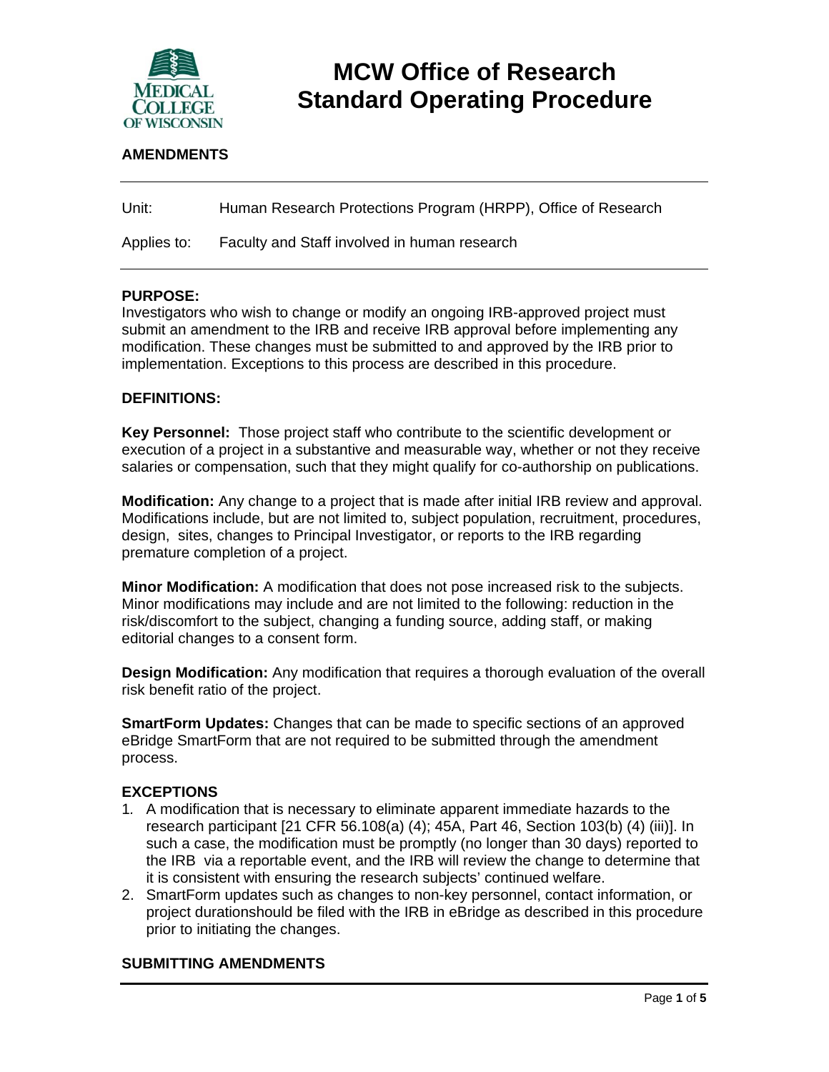# MCW Office of Research Standard Operating Procedure

## AMENDMENTS

| | |
|---|---|
| Unit: | Human Research Protections Program (HRPP), Office of Research |
| Applies to: | Faculty and Staff involved in human research |

### PURPOSE:

Investigators who wish to change or modify an ongoing IRB-approved project must submit an amendment to the IRB and receive IRB approval before implementing any modification. These changes must be submitted to and approved by the IRB prior to implementation. Exceptions to this process are described in this procedure.

### DEFINITIONS:

**Key Personnel:** Those project staff who contribute to the scientific development or execution of a project in a substantive and measurable way, whether or not they receive salaries or compensation, such that they might qualify for co-authorship on publications.

**Modification:** Any change to a project that is made after initial IRB review and approval. Modifications include, but are not limited to, subject population, recruitment, procedures, design, sites, changes to Principal Investigator, or reports to the IRB regarding premature completion of a project.

**Minor Modification:** A modification that does not pose increased risk to the subjects. Minor modifications may include and are not limited to the following: reduction in the risk/discomfort to the subject, changing a funding source, adding staff, or making editorial changes to a consent form.

**Design Modification:** Any modification that requires a thorough evaluation of the overall risk benefit ratio of the project.

**SmartForm Updates:** Changes that can be made to specific sections of an approved eBridge SmartForm that are not required to be submitted through the amendment process.

### EXCEPTIONS

1. A modification that is necessary to eliminate apparent immediate hazards to the research participant [21 CFR 56.108(a) (4); 45A, Part 46, Section 103(b) (4) (iii)]. In such a case, the modification must be promptly (no longer than 30 days) reported to the IRB via a reportable event, and the IRB will review the change to determine that it is consistent with ensuring the research subjects' continued welfare.
2. SmartForm updates such as changes to non-key personnel, contact information, or project durationshould be filed with the IRB in eBridge as described in this procedure prior to initiating the changes.

### SUBMITTING AMENDMENTS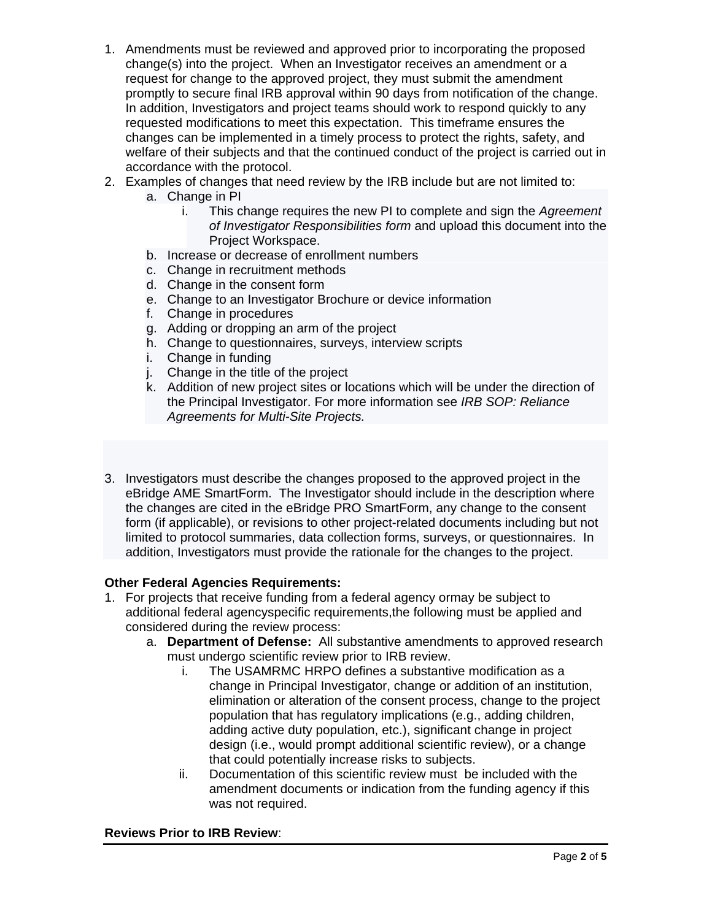1. Amendments must be reviewed and approved prior to incorporating the proposed change(s) into the project. When an Investigator receives an amendment or a request for change to the approved project, they must submit the amendment promptly to secure final IRB approval within 90 days from notification of the change. In addition, Investigators and project teams should work to respond quickly to any requested modifications to meet this expectation. This timeframe ensures the changes can be implemented in a timely process to protect the rights, safety, and welfare of their subjects and that the continued conduct of the project is carried out in accordance with the protocol.
2. Examples of changes that need review by the IRB include but are not limited to:
    a. Change in PI
        i. This change requires the new PI to complete and sign the *Agreement of Investigator Responsibilities form* and upload this document into the Project Workspace.
    b. Increase or decrease of enrollment numbers
    c. Change in recruitment methods
    d. Change in the consent form
    e. Change to an Investigator Brochure or device information
    f. Change in procedures
    g. Adding or dropping an arm of the project
    h. Change to questionnaires, surveys, interview scripts
    i. Change in funding
    j. Change in the title of the project
    k. Addition of new project sites or locations which will be under the direction of the Principal Investigator. For more information see *IRB SOP: Reliance Agreements for Multi-Site Projects.*
3. Investigators must describe the changes proposed to the approved project in the eBridge AME SmartForm. The Investigator should include in the description where the changes are cited in the eBridge PRO SmartForm, any change to the consent form (if applicable), or revisions to other project-related documents including but not limited to protocol summaries, data collection forms, surveys, or questionnaires. In addition, Investigators must provide the rationale for the changes to the project.

**Other Federal Agencies Requirements:**

1. For projects that receive funding from a federal agency ormay be subject to additional federal agencyspecific requirements,the following must be applied and considered during the review process:
    a. **Department of Defense:** All substantive amendments to approved research must undergo scientific review prior to IRB review.
        i. The USAMRMC HRPO defines a substantive modification as a change in Principal Investigator, change or addition of an institution, elimination or alteration of the consent process, change to the project population that has regulatory implications (e.g., adding children, adding active duty population, etc.), significant change in project design (i.e., would prompt additional scientific review), or a change that could potentially increase risks to subjects.
        ii. Documentation of this scientific review must be included with the amendment documents or indication from the funding agency if this was not required.

**Reviews Prior to IRB Review**: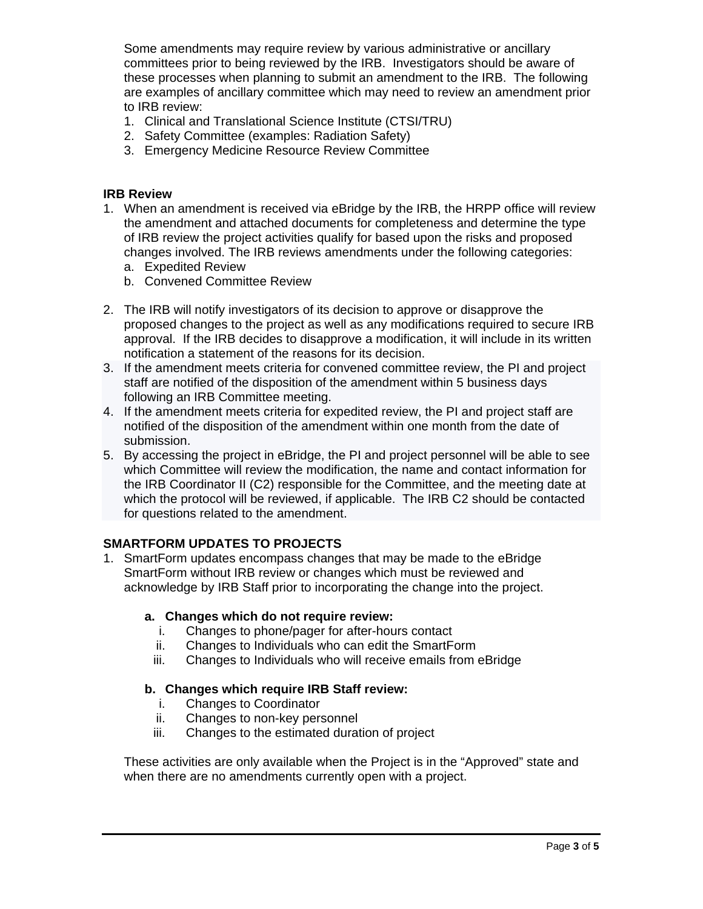Some amendments may require review by various administrative or ancillary committees prior to being reviewed by the IRB. Investigators should be aware of these processes when planning to submit an amendment to the IRB. The following are examples of ancillary committee which may need to review an amendment prior to IRB review:

1. Clinical and Translational Science Institute (CTSI/TRU)
2. Safety Committee (examples: Radiation Safety)
3. Emergency Medicine Resource Review Committee

**IRB Review**

1. When an amendment is received via eBridge by the IRB, the HRPP office will review the amendment and attached documents for completeness and determine the type of IRB review the project activities qualify for based upon the risks and proposed changes involved. The IRB reviews amendments under the following categories:
   a. Expedited Review
   b. Convened Committee Review

2. The IRB will notify investigators of its decision to approve or disapprove the proposed changes to the project as well as any modifications required to secure IRB approval. If the IRB decides to disapprove a modification, it will include in its written notification a statement of the reasons for its decision.
3. If the amendment meets criteria for convened committee review, the PI and project staff are notified of the disposition of the amendment within 5 business days following an IRB Committee meeting.
4. If the amendment meets criteria for expedited review, the PI and project staff are notified of the disposition of the amendment within one month from the date of submission.
5. By accessing the project in eBridge, the PI and project personnel will be able to see which Committee will review the modification, the name and contact information for the IRB Coordinator II (C2) responsible for the Committee, and the meeting date at which the protocol will be reviewed, if applicable. The IRB C2 should be contacted for questions related to the amendment.

**SMARTFORM UPDATES TO PROJECTS**

1. SmartForm updates encompass changes that may be made to the eBridge SmartForm without IRB review or changes which must be reviewed and acknowledge by IRB Staff prior to incorporating the change into the project.

   **a. Changes which do not require review:**
      i. Changes to phone/pager for after-hours contact
      ii. Changes to Individuals who can edit the SmartForm
      iii. Changes to Individuals who will receive emails from eBridge

   **b. Changes which require IRB Staff review:**
      i. Changes to Coordinator
      ii. Changes to non-key personnel
      iii. Changes to the estimated duration of project

   These activities are only available when the Project is in the “Approved” state and when there are no amendments currently open with a project.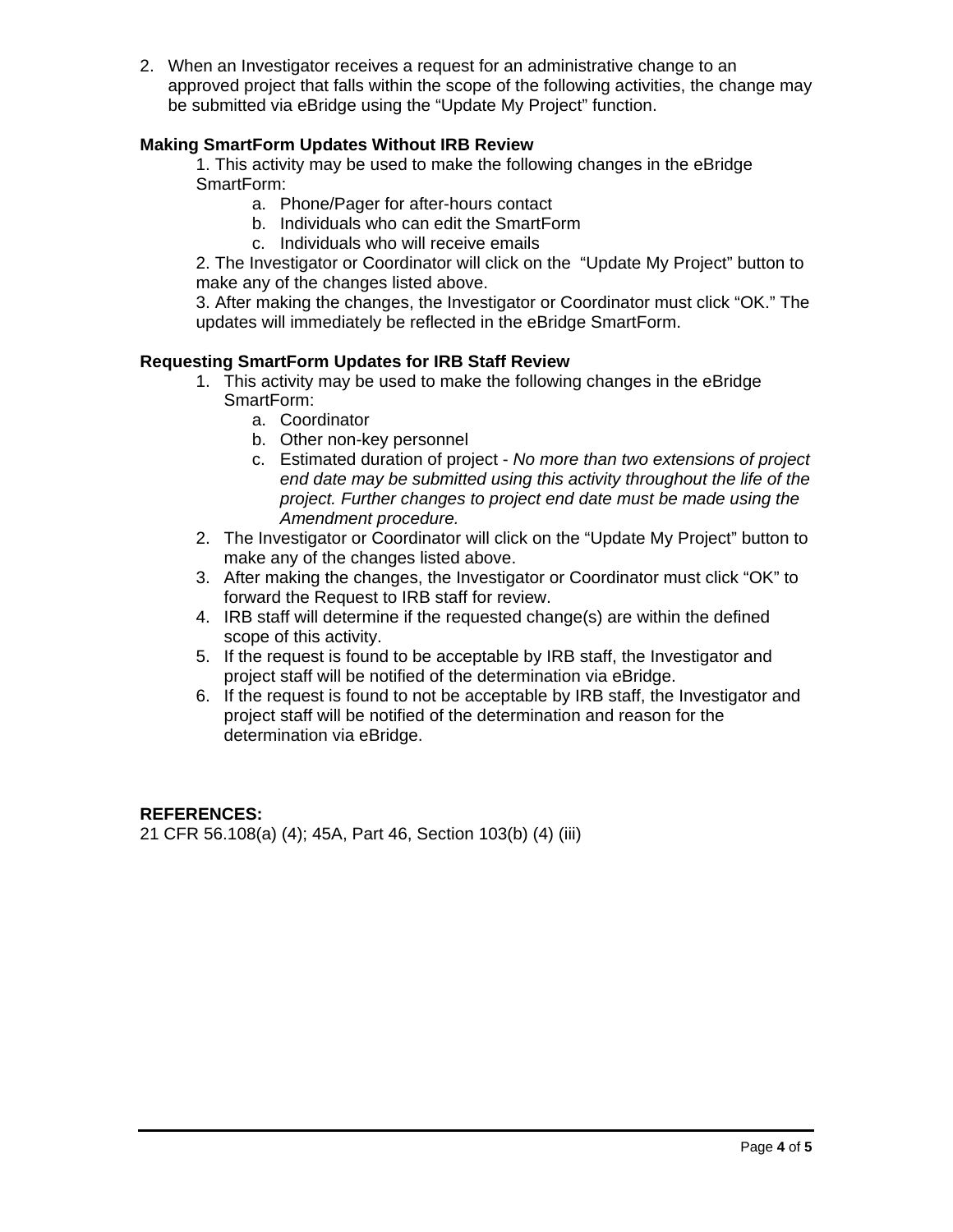2. When an Investigator receives a request for an administrative change to an approved project that falls within the scope of the following activities, the change may be submitted via eBridge using the “Update My Project” function.

**Making SmartForm Updates Without IRB Review**

1. This activity may be used to make the following changes in the eBridge SmartForm:
    a. Phone/Pager for after-hours contact
    b. Individuals who can edit the SmartForm
    c. Individuals who will receive emails
2. The Investigator or Coordinator will click on the “Update My Project” button to make any of the changes listed above.
3. After making the changes, the Investigator or Coordinator must click “OK.” The updates will immediately be reflected in the eBridge SmartForm.

**Requesting SmartForm Updates for IRB Staff Review**

1. This activity may be used to make the following changes in the eBridge SmartForm:
    a. Coordinator
    b. Other non-key personnel
    c. Estimated duration of project - *No more than two extensions of project end date may be submitted using this activity throughout the life of the project. Further changes to project end date must be made using the Amendment procedure.*
2. The Investigator or Coordinator will click on the “Update My Project” button to make any of the changes listed above.
3. After making the changes, the Investigator or Coordinator must click “OK” to forward the Request to IRB staff for review.
4. IRB staff will determine if the requested change(s) are within the defined scope of this activity.
5. If the request is found to be acceptable by IRB staff, the Investigator and project staff will be notified of the determination via eBridge.
6. If the request is found to not be acceptable by IRB staff, the Investigator and project staff will be notified of the determination and reason for the determination via eBridge.

**REFERENCES:**

21 CFR 56.108(a) (4); 45A, Part 46, Section 103(b) (4) (iii)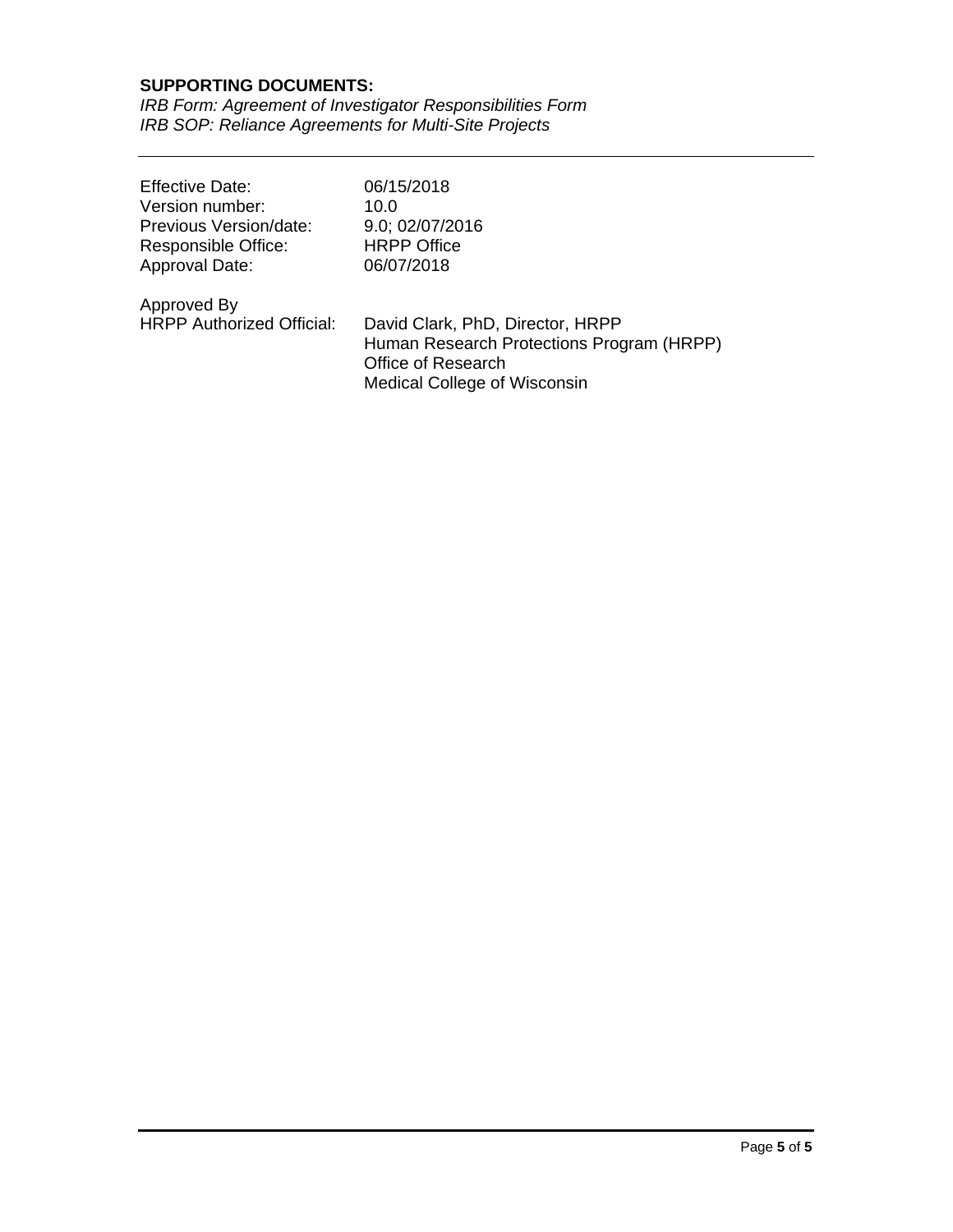**SUPPORTING DOCUMENTS:**

*IRB Form: Agreement of Investigator Responsibilities Form*
*IRB SOP: Reliance Agreements for Multi-Site Projects*

---

| | |
|---|---|
| Effective Date: | 06/15/2018 |
| Version number: | 10.0 |
| Previous Version/date: | 9.0; 02/07/2016 |
| Responsible Office: | HRPP Office |
| Approval Date: | 06/07/2018 |

Approved By
HRPP Authorized Official: David Clark, PhD, Director, HRPP
Human Research Protections Program (HRPP)
Office of Research
Medical College of Wisconsin